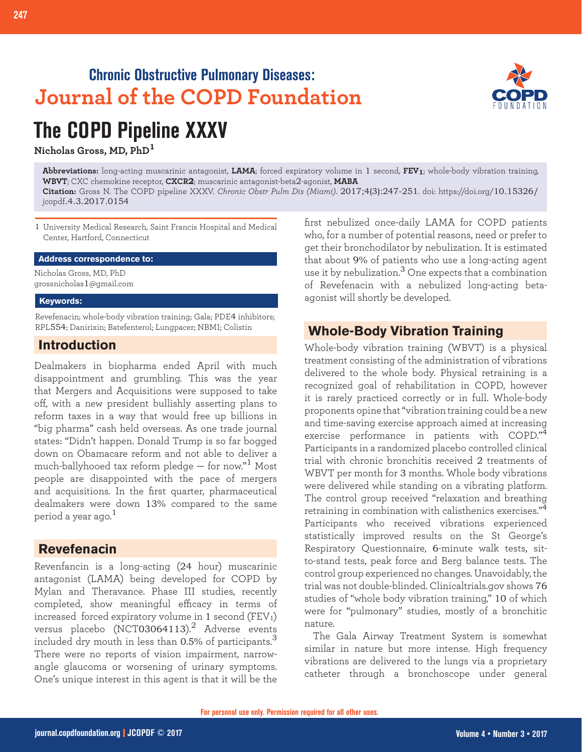**Chronic Obstructive Pulmonary Diseases:**
**Journal of the COPD Foundation**

# The COPD Pipeline XXXV

**Nicholas Gross, MD, PhD**[1]

**Abbreviations:** long-acting muscarinic antagonist, **LAMA**; forced expiratory volume in 1 second, **$FEV_1$**; whole-body vibration training, **WBVT**; CXC chemokine receptor, **CXCR2**; muscarinic antagonist-beta2-agonist, **MABA**
**Citation:** Gross N. The COPD pipeline XXXV. *Chronic Obstr Pulm Dis (Miami)*. 2017;4(3):247-251. doi: https://doi.org/10.15326/jcopdf.4.3.2017.0154

1 University Medical Research, Saint Francis Hospital and Medical Center, Hartford, Connecticut

**Address correspondence to:**

Nicholas Gross, MD, PhD
grossnicholas1@gmail.com

**Keywords:**

Revefenacin; whole-body vibration training; Gala; PDE4 inhibitors; RPL554; Danirixin; Batefenterol; Lungpacer; NBMI; Colistin

## Introduction

Dealmakers in biopharma ended April with much disappointment and grumbling. This was the year that Mergers and Acquisitions were supposed to take off, with a new president bullishly asserting plans to reform taxes in a way that would free up billions in "big pharma" cash held overseas. As one trade journal states: "Didn't happen. Donald Trump is so far bogged down on Obamacare reform and not able to deliver a much-ballyhooed tax reform pledge — for now."[1] Most people are disappointed with the pace of mergers and acquisitions. In the first quarter, pharmaceutical dealmakers were down 13% compared to the same period a year ago.[1]

## Revefenacin

Revenfancin is a long-acting (24 hour) muscarinic antagonist (LAMA) being developed for COPD by Mylan and Theravance. Phase III studies, recently completed, show meaningful efficacy in terms of increased forced expiratory volume in 1 second ($FEV_1$) versus placebo (NCT03064113).[2] Adverse events included dry mouth in less than 0.5% of participants.[3] There were no reports of vision impairment, narrow-angle glaucoma or worsening of urinary symptoms. One's unique interest in this agent is that it will be the first nebulized once-daily LAMA for COPD patients who, for a number of potential reasons, need or prefer to get their bronchodilator by nebulization. It is estimated that about 9% of patients who use a long-acting agent use it by nebulization.[3] One expects that a combination of Revefenacin with a nebulized long-acting beta-agonist will shortly be developed.

## Whole-Body Vibration Training

Whole-body vibration training (WBVT) is a physical treatment consisting of the administration of vibrations delivered to the whole body. Physical retraining is a recognized goal of rehabilitation in COPD, however it is rarely practiced correctly or in full. Whole-body proponents opine that "vibration training could be a new and time-saving exercise approach aimed at increasing exercise performance in patients with COPD."[4] Participants in a randomized placebo controlled clinical trial with chronic bronchitis received 2 treatments of WBVT per month for 3 months. Whole body vibrations were delivered while standing on a vibrating platform. The control group received "relaxation and breathing retraining in combination with calisthenics exercises."[4] Participants who received vibrations experienced statistically improved results on the St George's Respiratory Questionnaire, 6-minute walk tests, sit-to-stand tests, peak force and Berg balance tests. The control group experienced no changes. Unavoidably, the trial was not double-blinded. Clinicaltrials.gov shows 76 studies of "whole body vibration training," 10 of which were for "pulmonary" studies, mostly of a bronchitic nature.

The Gala Airway Treatment System is somewhat similar in nature but more intense. High frequency vibrations are delivered to the lungs via a proprietary catheter through a bronchoscope under general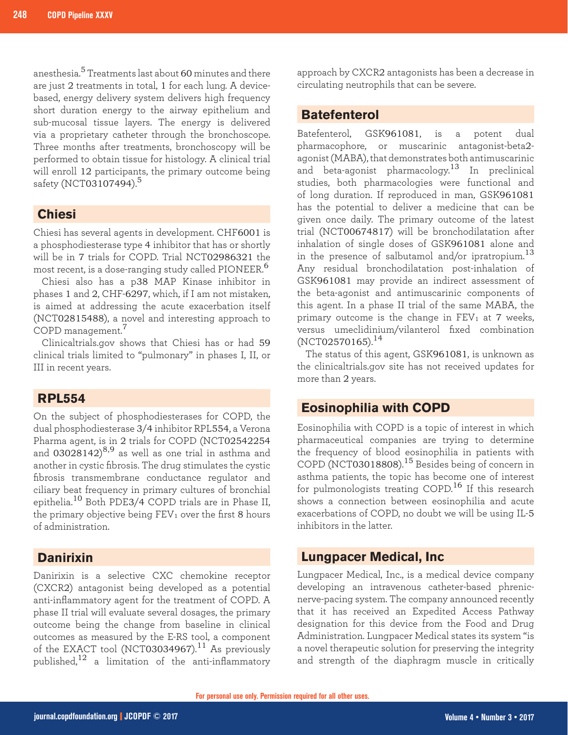anesthesia.[5] Treatments last about 60 minutes and there are just 2 treatments in total, 1 for each lung. A device-based, energy delivery system delivers high frequency short duration energy to the airway epithelium and sub-mucosal tissue layers. The energy is delivered via a proprietary catheter through the bronchoscope. Three months after treatments, bronchoscopy will be performed to obtain tissue for histology. A clinical trial will enroll 12 participants, the primary outcome being safety (NCT03107494).[5]

## Chiesi

Chiesi has several agents in development. CHF6001 is a phosphodiesterase type 4 inhibitor that has or shortly will be in 7 trials for COPD. Trial NCT02986321 the most recent, is a dose-ranging study called PIONEER.[6]

Chiesi also has a p38 MAP Kinase inhibitor in phases 1 and 2, CHF-6297, which, if I am not mistaken, is aimed at addressing the acute exacerbation itself (NCT02815488), a novel and interesting approach to COPD management.[7]

Clinicaltrials.gov shows that Chiesi has or had 59 clinical trials limited to "pulmonary" in phases I, II, or III in recent years.

## RPL554

On the subject of phosphodiesterases for COPD, the dual phosphodiesterase 3/4 inhibitor RPL554, a Verona Pharma agent, is in 2 trials for COPD (NCT02542254 and 03028142)[8,9] as well as one trial in asthma and another in cystic fibrosis. The drug stimulates the cystic fibrosis transmembrane conductance regulator and ciliary beat frequency in primary cultures of bronchial epithelia.[10] Both PDE3/4 COPD trials are in Phase II, the primary objective being $FEV_1$ over the first 8 hours of administration.

## Danirixin

Danirixin is a selective CXC chemokine receptor (CXCR2) antagonist being developed as a potential anti-inflammatory agent for the treatment of COPD. A phase II trial will evaluate several dosages, the primary outcome being the change from baseline in clinical outcomes as measured by the E-RS tool, a component of the EXACT tool (NCT03034967).[11] As previously published,[12] a limitation of the anti-inflammatory approach by CXCR2 antagonists has been a decrease in circulating neutrophils that can be severe.

## Batefenterol

Batefenterol, GSK961081, is a potent dual pharmacophore, or muscarinic antagonist-beta2-agonist (MABA), that demonstrates both antimuscarinic and beta-agonist pharmacology.[13] In preclinical studies, both pharmacologies were functional and of long duration. If reproduced in man, GSK961081 has the potential to deliver a medicine that can be given once daily. The primary outcome of the latest trial (NCT00674817) will be bronchodilatation after inhalation of single doses of GSK961081 alone and in the presence of salbutamol and/or ipratropium.[13] Any residual bronchodilatation post-inhalation of GSK961081 may provide an indirect assessment of the beta-agonist and antimuscarinic components of this agent. In a phase II trial of the same MABA, the primary outcome is the change in $FEV_1$ at 7 weeks, versus umeclidinium/vilanterol fixed combination (NCT02570165).[14]

The status of this agent, GSK961081, is unknown as the clinicaltrials.gov site has not received updates for more than 2 years.

## Eosinophilia with COPD

Eosinophilia with COPD is a topic of interest in which pharmaceutical companies are trying to determine the frequency of blood eosinophilia in patients with COPD (NCT03018808).[15] Besides being of concern in asthma patients, the topic has become one of interest for pulmonologists treating COPD.[16] If this research shows a connection between eosinophilia and acute exacerbations of COPD, no doubt we will be using IL-5 inhibitors in the latter.

## Lungpacer Medical, Inc

Lungpacer Medical, Inc., is a medical device company developing an intravenous catheter-based phrenic-nerve-pacing system. The company announced recently that it has received an Expedited Access Pathway designation for this device from the Food and Drug Administration. Lungpacer Medical states its system "is a novel therapeutic solution for preserving the integrity and strength of the diaphragm muscle in critically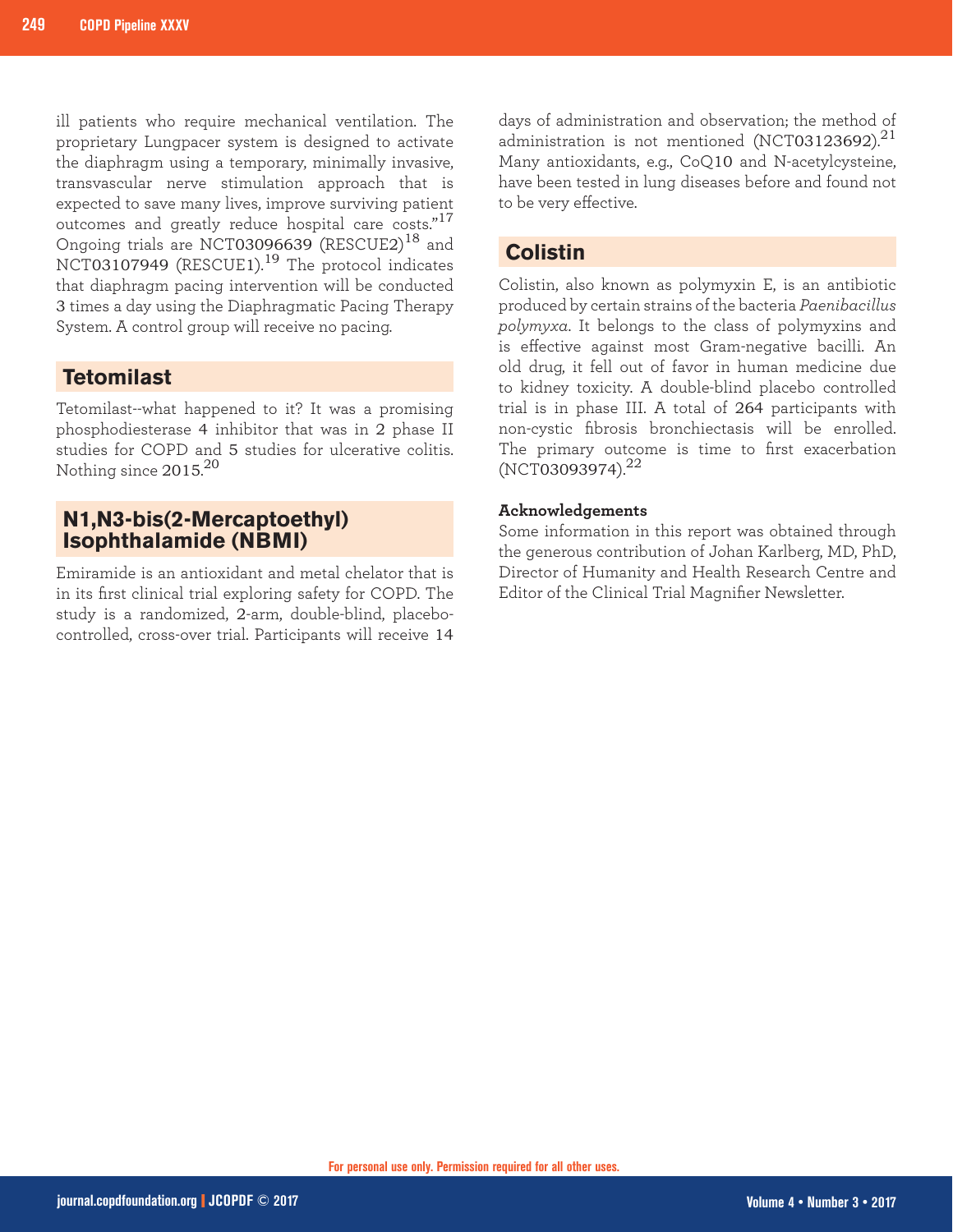ill patients who require mechanical ventilation. The proprietary Lungpacer system is designed to activate the diaphragm using a temporary, minimally invasive, transvascular nerve stimulation approach that is expected to save many lives, improve surviving patient outcomes and greatly reduce hospital care costs."[17] Ongoing trials are NCT03096639 (RESCUE2)[18] and NCT03107949 (RESCUE1).[19] The protocol indicates that diaphragm pacing intervention will be conducted 3 times a day using the Diaphragmatic Pacing Therapy System. A control group will receive no pacing.

## Tetomilast

Tetomilast--what happened to it? It was a promising phosphodiesterase 4 inhibitor that was in 2 phase II studies for COPD and 5 studies for ulcerative colitis. Nothing since 2015.[20]

## N1,N3-bis(2-Mercaptoethyl) Isophthalamide (NBMI)

Emiramide is an antioxidant and metal chelator that is in its first clinical trial exploring safety for COPD. The study is a randomized, 2-arm, double-blind, placebo-controlled, cross-over trial. Participants will receive 14 days of administration and observation; the method of administration is not mentioned (NCT03123692).[21] Many antioxidants, e.g., CoQ10 and N-acetylcysteine, have been tested in lung diseases before and found not to be very effective.

## Colistin

Colistin, also known as polymyxin E, is an antibiotic produced by certain strains of the bacteria *Paenibacillus polymyxa*. It belongs to the class of polymyxins and is effective against most Gram-negative bacilli. An old drug, it fell out of favor in human medicine due to kidney toxicity. A double-blind placebo controlled trial is in phase III. A total of 264 participants with non-cystic fibrosis bronchiectasis will be enrolled. The primary outcome is time to first exacerbation (NCT03093974).[22]

**Acknowledgements**

Some information in this report was obtained through the generous contribution of Johan Karlberg, MD, PhD, Director of Humanity and Health Research Centre and Editor of the Clinical Trial Magnifier Newsletter.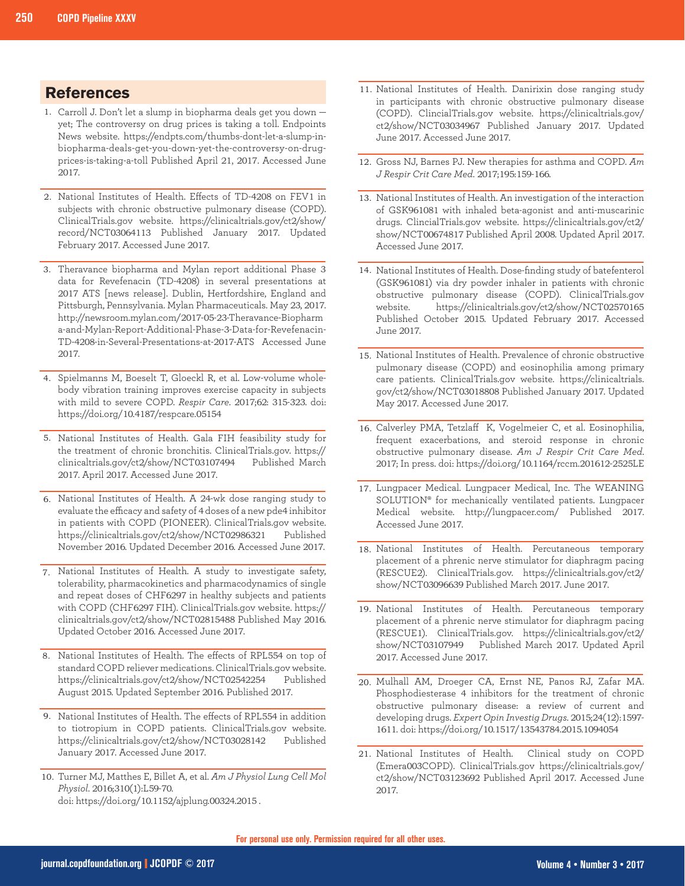## References

1. Carroll J. Don't let a slump in biopharma deals get you down — yet; The controversy on drug prices is taking a toll. Endpoints News website. https://endpts.com/thumbs-dont-let-a-slump-in-biopharma-deals-get-you-down-yet-the-controversy-on-drug-prices-is-taking-a-toll Published April 21, 2017. Accessed June 2017.

2. National Institutes of Health. Effects of TD-4208 on FEV1 in subjects with chronic obstructive pulmonary disease (COPD). ClinicalTrials.gov website. https://clinicaltrials.gov/ct2/show/record/NCT03064113 Published January 2017. Updated February 2017. Accessed June 2017.

3. Theravance biopharma and Mylan report additional Phase 3 data for Revefenacin (TD-4208) in several presentations at 2017 ATS [news release]. Dublin, Hertfordshire, England and Pittsburgh, Pennsylvania. Mylan Pharmaceuticals. May 23, 2017. http://newsroom.mylan.com/2017-05-23-Theravance-Biopharma-and-Mylan-Report-Additional-Phase-3-Data-for-Revefenacin-TD-4208-in-Several-Presentations-at-2017-ATS Accessed June 2017.

4. Spielmanns M, Boeselt T, Gloeckl R, et al. Low-volume whole-body vibration training improves exercise capacity in subjects with mild to severe COPD. *Respir Care*. 2017;62: 315-323. doi: https://doi.org/10.4187/respcare.05154

5. National Institutes of Health. Gala FIH feasibility study for the treatment of chronic bronchitis. ClinicalTrials.gov. https://clinicaltrials.gov/ct2/show/NCT03107494 Published March 2017. April 2017. Accessed June 2017.

6. National Institutes of Health. A 24-wk dose ranging study to evaluate the efficacy and safety of 4 doses of a new pde4 inhibitor in patients with COPD (PIONEER). ClinicalTrials.gov website. https://clinicaltrials.gov/ct2/show/NCT02986321 Published November 2016. Updated December 2016. Accessed June 2017.

7. National Institutes of Health. A study to investigate safety, tolerability, pharmacokinetics and pharmacodynamics of single and repeat doses of CHF6297 in healthy subjects and patients with COPD (CHF6297 FIH). ClinicalTrials.gov website. https://clinicaltrials.gov/ct2/show/NCT02815488 Published May 2016. Updated October 2016. Accessed June 2017.

8. National Institutes of Health. The effects of RPL554 on top of standard COPD reliever medications. ClinicalTrials.gov website. https://clinicaltrials.gov/ct2/show/NCT02542254 Published August 2015. Updated September 2016. Published 2017.

9. National Institutes of Health. The effects of RPL554 in addition to tiotropium in COPD patients. ClinicalTrials.gov website. https://clinicaltrials.gov/ct2/show/NCT03028142 Published January 2017. Accessed June 2017.

10. Turner MJ, Matthes E, Billet A, et al. *Am J Physiol Lung Cell Mol Physiol*. 2016;310(1):L59-70. doi: https://doi.org/10.1152/ajplung.00324.2015 .

11. National Institutes of Health. Danirixin dose ranging study in participants with chronic obstructive pulmonary disease (COPD). ClincialTrials.gov website. https://clinicaltrials.gov/ct2/show/NCT03034967 Published January 2017. Updated June 2017. Accessed June 2017.

12. Gross NJ, Barnes PJ. New therapies for asthma and COPD. *Am J Respir Crit Care Med*. 2017;195:159-166.

13. National Institutes of Health. An investigation of the interaction of GSK961081 with inhaled beta-agonist and anti-muscarinic drugs. ClincialTrials.gov website. https://clinicaltrials.gov/ct2/show/NCT00674817 Published April 2008. Updated April 2017. Accessed June 2017.

14. National Institutes of Health. Dose-finding study of batefenterol (GSK961081) via dry powder inhaler in patients with chronic obstructive pulmonary disease (COPD). ClinicalTrials.gov website. https://clinicaltrials.gov/ct2/show/NCT02570165 Published October 2015. Updated February 2017. Accessed June 2017.

15. National Institutes of Health. Prevalence of chronic obstructive pulmonary disease (COPD) and eosinophilia among primary care patients. ClinicalTrials.gov website. https://clinicaltrials.gov/ct2/show/NCT03018808 Published January 2017. Updated May 2017. Accessed June 2017.

16. Calverley PMA, Tetzlaff K, Vogelmeier C, et al. Eosinophilia, frequent exacerbations, and steroid response in chronic obstructive pulmonary disease. *Am J Respir Crit Care Med*. 2017; In press. doi: https://doi.org/10.1164/rccm.201612-2525LE

17. Lungpacer Medical. Lungpacer Medical, Inc. The WEANING SOLUTION® for mechanically ventilated patients. Lungpacer Medical website. http://lungpacer.com/ Published 2017. Accessed June 2017.

18. National Institutes of Health. Percutaneous temporary placement of a phrenic nerve stimulator for diaphragm pacing (RESCUE2). ClinicalTrials.gov. https://clinicaltrials.gov/ct2/show/NCT03096639 Published March 2017. June 2017.

19. National Institutes of Health. Percutaneous temporary placement of a phrenic nerve stimulator for diaphragm pacing (RESCUE1). ClinicalTrials.gov. https://clinicaltrials.gov/ct2/show/NCT03107949 Published March 2017. Updated April 2017. Accessed June 2017.

20. Mulhall AM, Droeger CA, Ernst NE, Panos RJ, Zafar MA. Phosphodiesterase 4 inhibitors for the treatment of chronic obstructive pulmonary disease: a review of current and developing drugs. *Expert Opin Investig Drugs*. 2015;24(12):1597-1611. doi: https://doi.org/10.1517/13543784.2015.1094054

21. National Institutes of Health. Clinical study on COPD (Emera003COPD). ClinicalTrials.gov https://clinicaltrials.gov/ct2/show/NCT03123692 Published April 2017. Accessed June 2017.

For personal use only. Permission required for all other uses.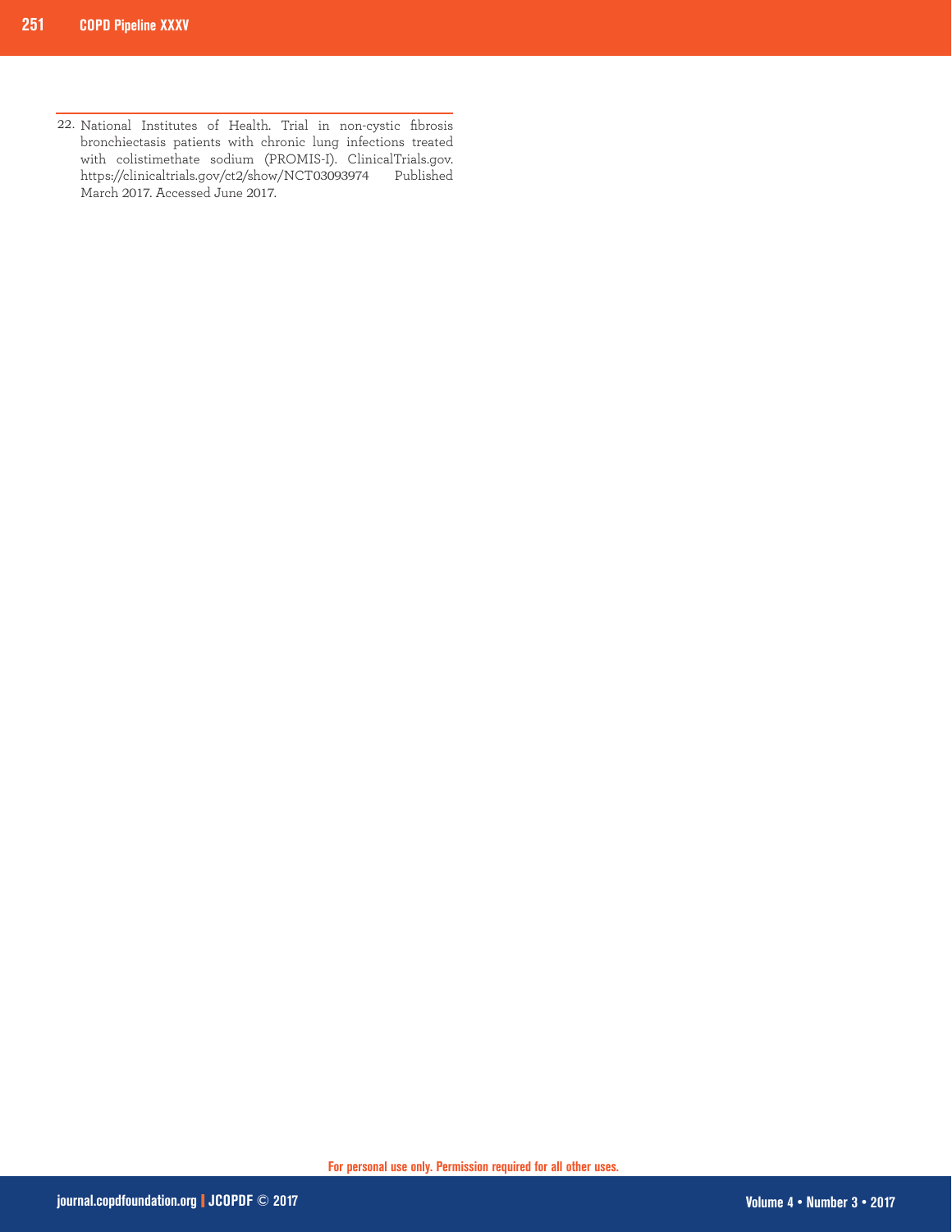22. National Institutes of Health. Trial in non-cystic fibrosis bronchiectasis patients with chronic lung infections treated with colistimethate sodium (PROMIS-I). ClinicalTrials.gov. https://clinicaltrials.gov/ct2/show/NCT03093974 Published March 2017. Accessed June 2017.

For personal use only. Permission required for all other uses.